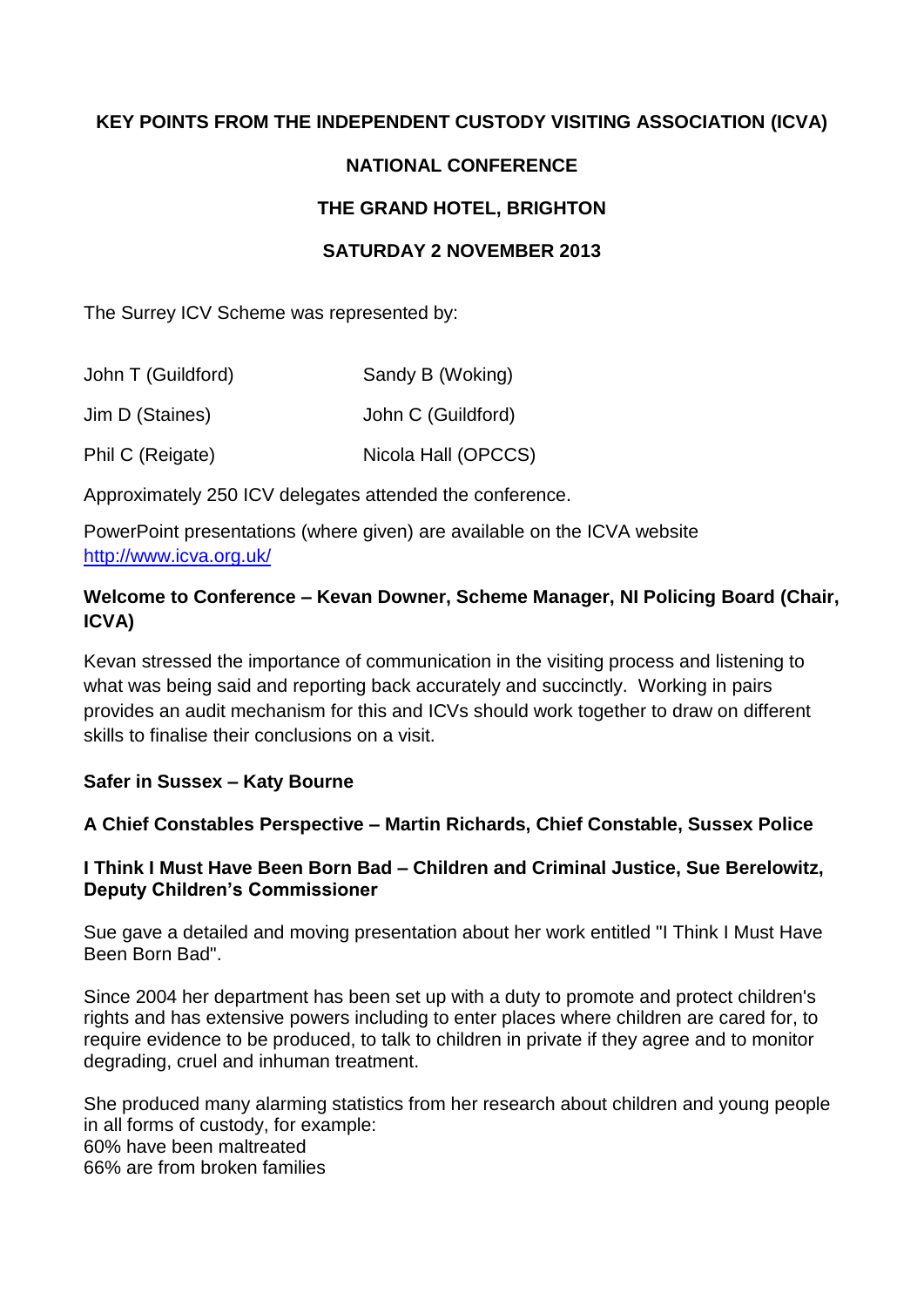**KEY POINTS FROM THE INDEPENDENT CUSTODY VISITING ASSOCIATION (ICVA)**

**NATIONAL CONFERENCE**

**THE GRAND HOTEL, BRIGHTON**

**SATURDAY 2 NOVEMBER 2013**

The Surrey ICV Scheme was represented by:

| | |
|---|---|
| John T (Guildford) | Sandy B (Woking) |
| Jim D (Staines) | John C (Guildford) |
| Phil C (Reigate) | Nicola Hall (OPCCS) |

Approximately 250 ICV delegates attended the conference.

PowerPoint presentations (where given) are available on the ICVA website [http://www.icva.org.uk/](http://www.icva.org.uk/)

**Welcome to Conference – Kevan Downer, Scheme Manager, NI Policing Board (Chair, ICVA)**

Kevan stressed the importance of communication in the visiting process and listening to what was being said and reporting back accurately and succinctly. Working in pairs provides an audit mechanism for this and ICVs should work together to draw on different skills to finalise their conclusions on a visit.

**Safer in Sussex – Katy Bourne**

**A Chief Constables Perspective – Martin Richards, Chief Constable, Sussex Police**

**I Think I Must Have Been Born Bad – Children and Criminal Justice, Sue Berelowitz, Deputy Children's Commissioner**

Sue gave a detailed and moving presentation about her work entitled "I Think I Must Have Been Born Bad".

Since 2004 her department has been set up with a duty to promote and protect children's rights and has extensive powers including to enter places where children are cared for, to require evidence to be produced, to talk to children in private if they agree and to monitor degrading, cruel and inhuman treatment.

She produced many alarming statistics from her research about children and young people in all forms of custody, for example:
60% have been maltreated
66% are from broken families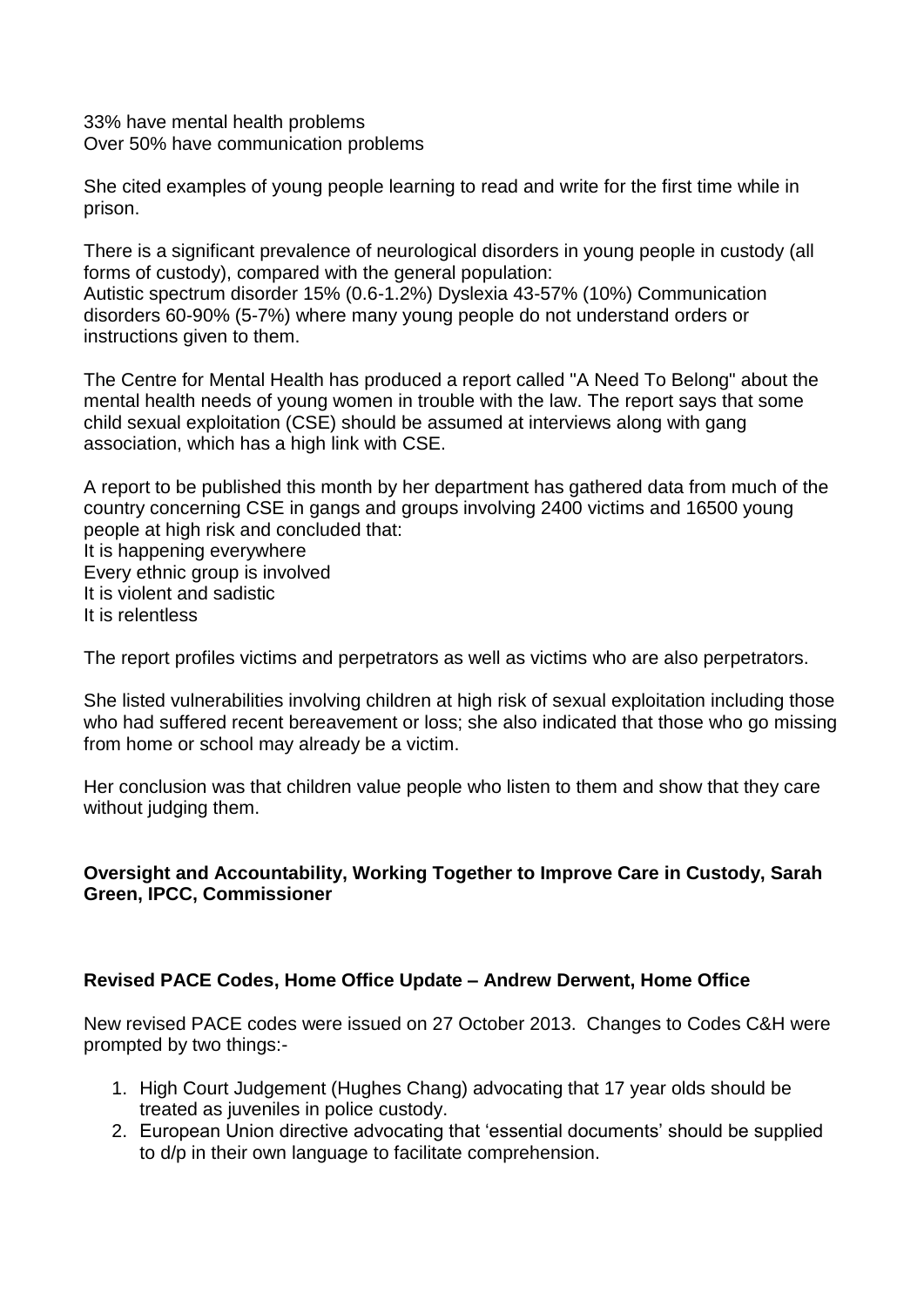33% have mental health problems
Over 50% have communication problems

She cited examples of young people learning to read and write for the first time while in prison.

There is a significant prevalence of neurological disorders in young people in custody (all forms of custody), compared with the general population:
Autistic spectrum disorder 15% (0.6-1.2%) Dyslexia 43-57% (10%) Communication disorders 60-90% (5-7%) where many young people do not understand orders or instructions given to them.

The Centre for Mental Health has produced a report called "A Need To Belong" about the mental health needs of young women in trouble with the law. The report says that some child sexual exploitation (CSE) should be assumed at interviews along with gang association, which has a high link with CSE.

A report to be published this month by her department has gathered data from much of the country concerning CSE in gangs and groups involving 2400 victims and 16500 young people at high risk and concluded that:
It is happening everywhere
Every ethnic group is involved
It is violent and sadistic
It is relentless

The report profiles victims and perpetrators as well as victims who are also perpetrators.

She listed vulnerabilities involving children at high risk of sexual exploitation including those who had suffered recent bereavement or loss; she also indicated that those who go missing from home or school may already be a victim.

Her conclusion was that children value people who listen to them and show that they care without judging them.

**Oversight and Accountability, Working Together to Improve Care in Custody, Sarah Green, IPCC, Commissioner**

**Revised PACE Codes, Home Office Update – Andrew Derwent, Home Office**

New revised PACE codes were issued on 27 October 2013. Changes to Codes C&H were prompted by two things:-

1. High Court Judgement (Hughes Chang) advocating that 17 year olds should be treated as juveniles in police custody.
2. European Union directive advocating that 'essential documents' should be supplied to d/p in their own language to facilitate comprehension.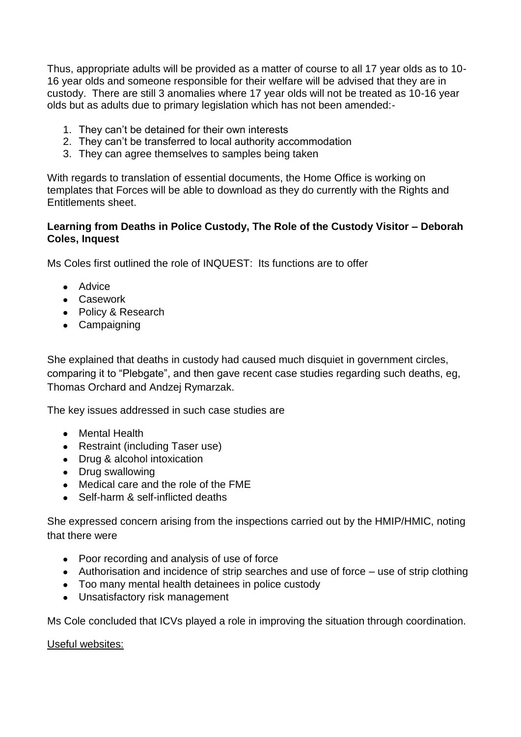Thus, appropriate adults will be provided as a matter of course to all 17 year olds as to 10-16 year olds and someone responsible for their welfare will be advised that they are in custody. There are still 3 anomalies where 17 year olds will not be treated as 10-16 year olds but as adults due to primary legislation which has not been amended:-

1. They can't be detained for their own interests
2. They can't be transferred to local authority accommodation
3. They can agree themselves to samples being taken

With regards to translation of essential documents, the Home Office is working on templates that Forces will be able to download as they do currently with the Rights and Entitlements sheet.

**Learning from Deaths in Police Custody, The Role of the Custody Visitor – Deborah Coles, Inquest**

Ms Coles first outlined the role of INQUEST: Its functions are to offer

- Advice
- Casework
- Policy & Research
- Campaigning

She explained that deaths in custody had caused much disquiet in government circles, comparing it to "Plebgate", and then gave recent case studies regarding such deaths, eg, Thomas Orchard and Andzej Rymarzak.

The key issues addressed in such case studies are

- Mental Health
- Restraint (including Taser use)
- Drug & alcohol intoxication
- Drug swallowing
- Medical care and the role of the FME
- Self-harm & self-inflicted deaths

She expressed concern arising from the inspections carried out by the HMIP/HMIC, noting that there were

- Poor recording and analysis of use of force
- Authorisation and incidence of strip searches and use of force – use of strip clothing
- Too many mental health detainees in police custody
- Unsatisfactory risk management

Ms Cole concluded that ICVs played a role in improving the situation through coordination.

Useful websites: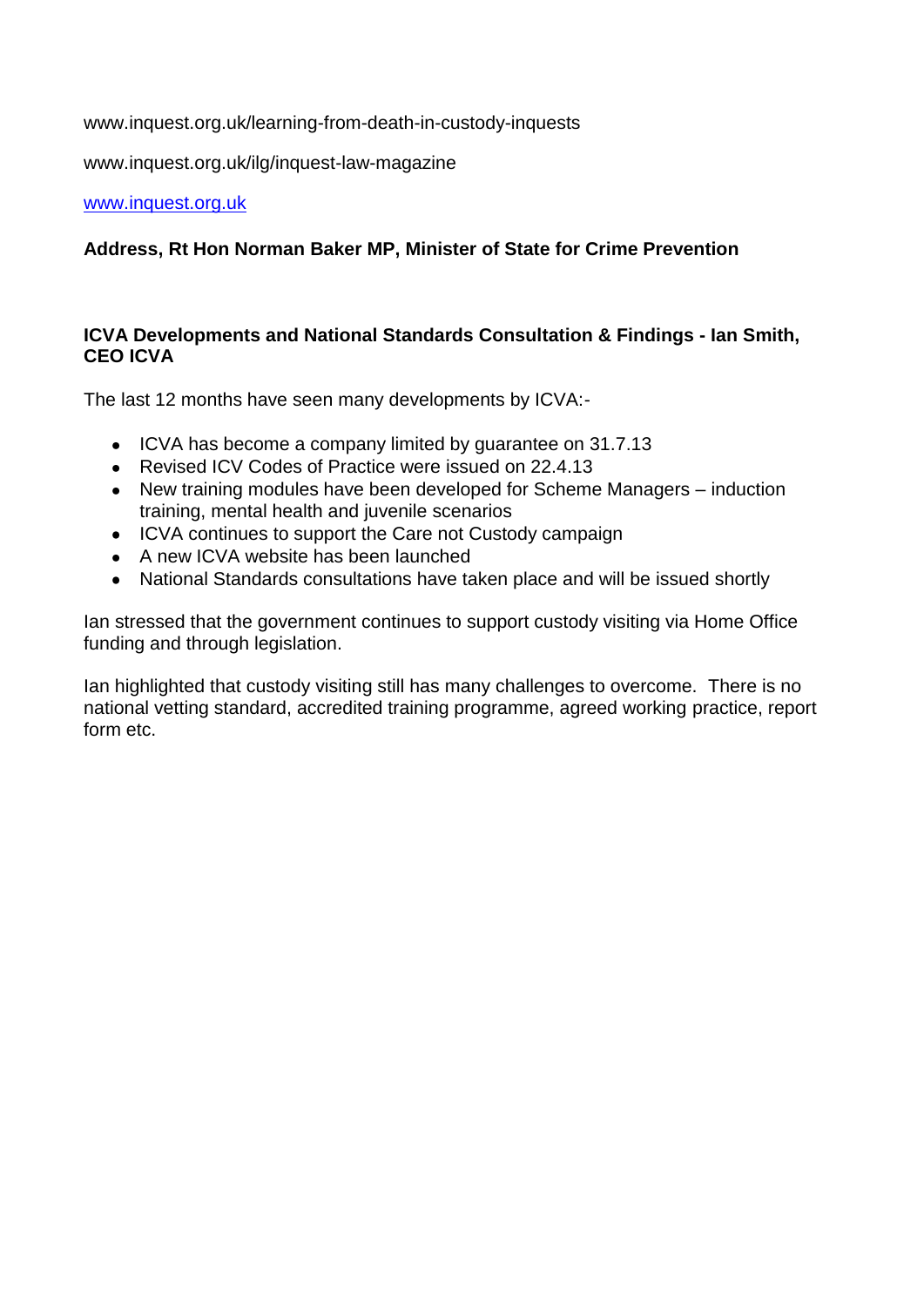www.inquest.org.uk/learning-from-death-in-custody-inquests

www.inquest.org.uk/ilg/inquest-law-magazine

[www.inquest.org.uk](http://www.inquest.org.uk)

**Address, Rt Hon Norman Baker MP, Minister of State for Crime Prevention**

**ICVA Developments and National Standards Consultation & Findings - Ian Smith, CEO ICVA**

The last 12 months have seen many developments by ICVA:-

- ICVA has become a company limited by guarantee on 31.7.13
- Revised ICV Codes of Practice were issued on 22.4.13
- New training modules have been developed for Scheme Managers – induction training, mental health and juvenile scenarios
- ICVA continues to support the Care not Custody campaign
- A new ICVA website has been launched
- National Standards consultations have taken place and will be issued shortly

Ian stressed that the government continues to support custody visiting via Home Office funding and through legislation.

Ian highlighted that custody visiting still has many challenges to overcome. There is no national vetting standard, accredited training programme, agreed working practice, report form etc.